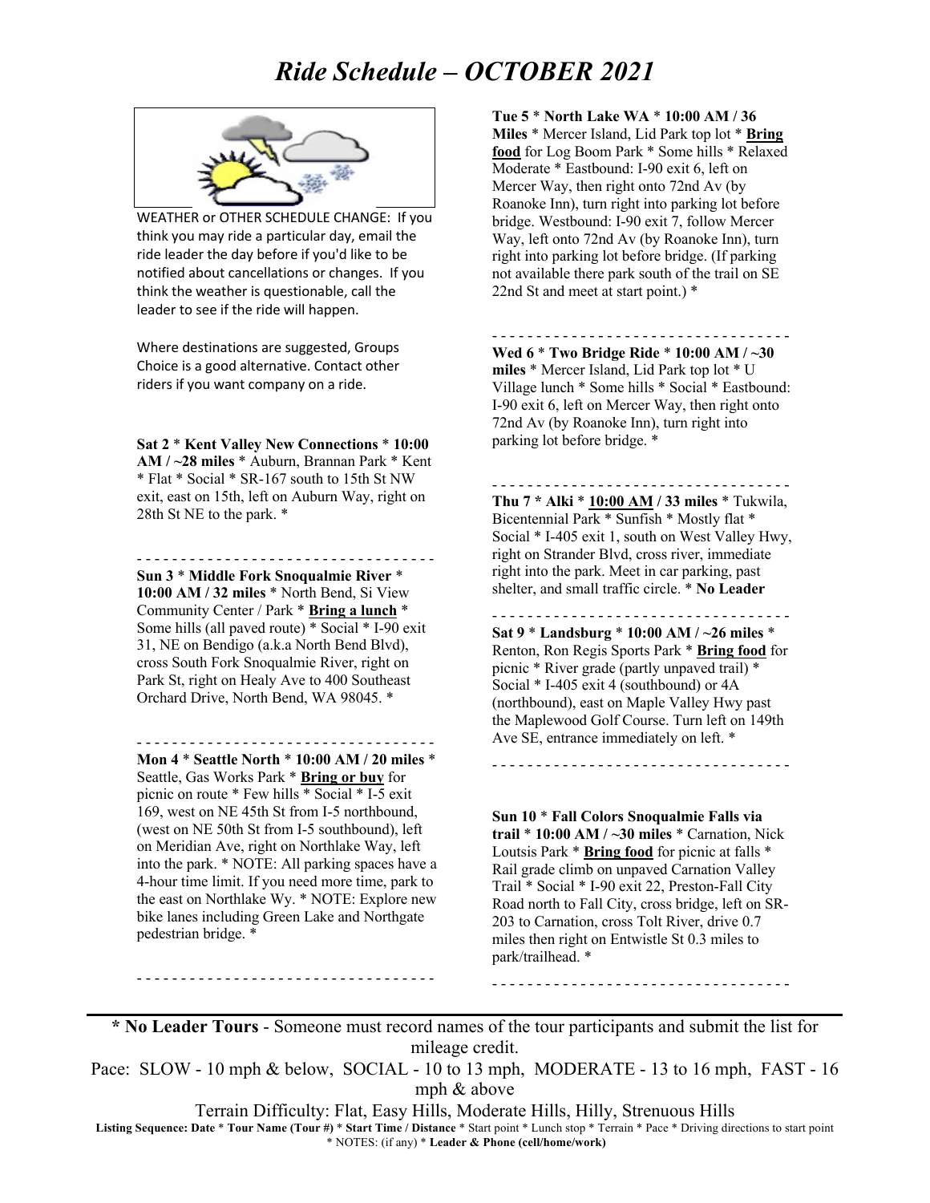# *Ride Schedule – OCTOBER 2021*

WEATHER or OTHER SCHEDULE CHANGE: If you think you may ride a particular day, email the ride leader the day before if you'd like to be notified about cancellations or changes. If you think the weather is questionable, call the leader to see if the ride will happen.

Where destinations are suggested, Groups Choice is a good alternative. Contact other riders if you want company on a ride.

**Sat 2** * **Kent Valley New Connections** * **10:00 AM / ~28 miles** * Auburn, Brannan Park * Kent * Flat * Social * SR-167 south to 15th St NW exit, east on 15th, left on Auburn Way, right on 28th St NE to the park. *

- - - - - - - - - - - - - - - - - - - - - - - - - - - - - - - - -

**Sun 3** * **Middle Fork Snoqualmie River** * **10:00 AM / 32 miles** * North Bend, Si View Community Center / Park * **Bring a lunch** * Some hills (all paved route) * Social * I-90 exit 31, NE on Bendigo (a.k.a North Bend Blvd), cross South Fork Snoqualmie River, right on Park St, right on Healy Ave to 400 Southeast Orchard Drive, North Bend, WA 98045. *

- - - - - - - - - - - - - - - - - - - - - - - - - - - - - - - - -

**Mon 4** * **Seattle North** * **10:00 AM / 20 miles** * Seattle, Gas Works Park * **Bring or buy** for picnic on route * Few hills * Social * I-5 exit 169, west on NE 45th St from I-5 northbound, (west on NE 50th St from I-5 southbound), left on Meridian Ave, right on Northlake Way, left into the park. * NOTE: All parking spaces have a 4-hour time limit. If you need more time, park to the east on Northlake Wy. * NOTE: Explore new bike lanes including Green Lake and Northgate pedestrian bridge. *

- - - - - - - - - - - - - - - - - - - - - - - - - - - - - - - - -

**Tue 5** * **North Lake WA** * **10:00 AM / 36 Miles** * Mercer Island, Lid Park top lot * **Bring food** for Log Boom Park * Some hills * Relaxed Moderate * Eastbound: I-90 exit 6, left on Mercer Way, then right onto 72nd Av (by Roanoke Inn), turn right into parking lot before bridge. Westbound: I-90 exit 7, follow Mercer Way, left onto 72nd Av (by Roanoke Inn), turn right into parking lot before bridge. (If parking not available there park south of the trail on SE 22nd St and meet at start point.) *

- - - - - - - - - - - - - - - - - - - - - - - - - - - - - - - - -

**Wed 6** * **Two Bridge Ride** * **10:00 AM / ~30 miles** * Mercer Island, Lid Park top lot * U Village lunch * Some hills * Social * Eastbound: I-90 exit 6, left on Mercer Way, then right onto 72nd Av (by Roanoke Inn), turn right into parking lot before bridge. *

- - - - - - - - - - - - - - - - - - - - - - - - - - - - - - - - -

**Thu 7** * **Alki** * **10:00 AM / 33 miles** * Tukwila, Bicentennial Park * Sunfish * Mostly flat * Social * I-405 exit 1, south on West Valley Hwy, right on Strander Blvd, cross river, immediate right into the park. Meet in car parking, past shelter, and small traffic circle. * **No Leader**

- - - - - - - - - - - - - - - - - - - - - - - - - - - - - - - - -

**Sat 9** * **Landsburg** * **10:00 AM / ~26 miles** * Renton, Ron Regis Sports Park * **Bring food** for picnic * River grade (partly unpaved trail) * Social * I-405 exit 4 (southbound) or 4A (northbound), east on Maple Valley Hwy past the Maplewood Golf Course. Turn left on 149th Ave SE, entrance immediately on left. *

- - - - - - - - - - - - - - - - - - - - - - - - - - - - - - - - -

**Sun 10** * **Fall Colors Snoqualmie Falls via trail** * **10:00 AM / ~30 miles** * Carnation, Nick Loutsis Park * **Bring food** for picnic at falls * Rail grade climb on unpaved Carnation Valley Trail * Social * I-90 exit 22, Preston-Fall City Road north to Fall City, cross bridge, left on SR-203 to Carnation, cross Tolt River, drive 0.7 miles then right on Entwistle St 0.3 miles to park/trailhead. *

- - - - - - - - - - - - - - - - - - - - - - - - - - - - - - - - -

**\* No Leader Tours** - Someone must record names of the tour participants and submit the list for mileage credit.

Pace: SLOW - 10 mph & below, SOCIAL - 10 to 13 mph, MODERATE - 13 to 16 mph, FAST - 16 mph & above

Terrain Difficulty: Flat, Easy Hills, Moderate Hills, Hilly, Strenuous Hills

**Listing Sequence: Date** * **Tour Name (Tour #)** * **Start Time / Distance** * Start point * Lunch stop * Terrain * Pace * Driving directions to start point * NOTES: (if any) * **Leader & Phone (cell/home/work)**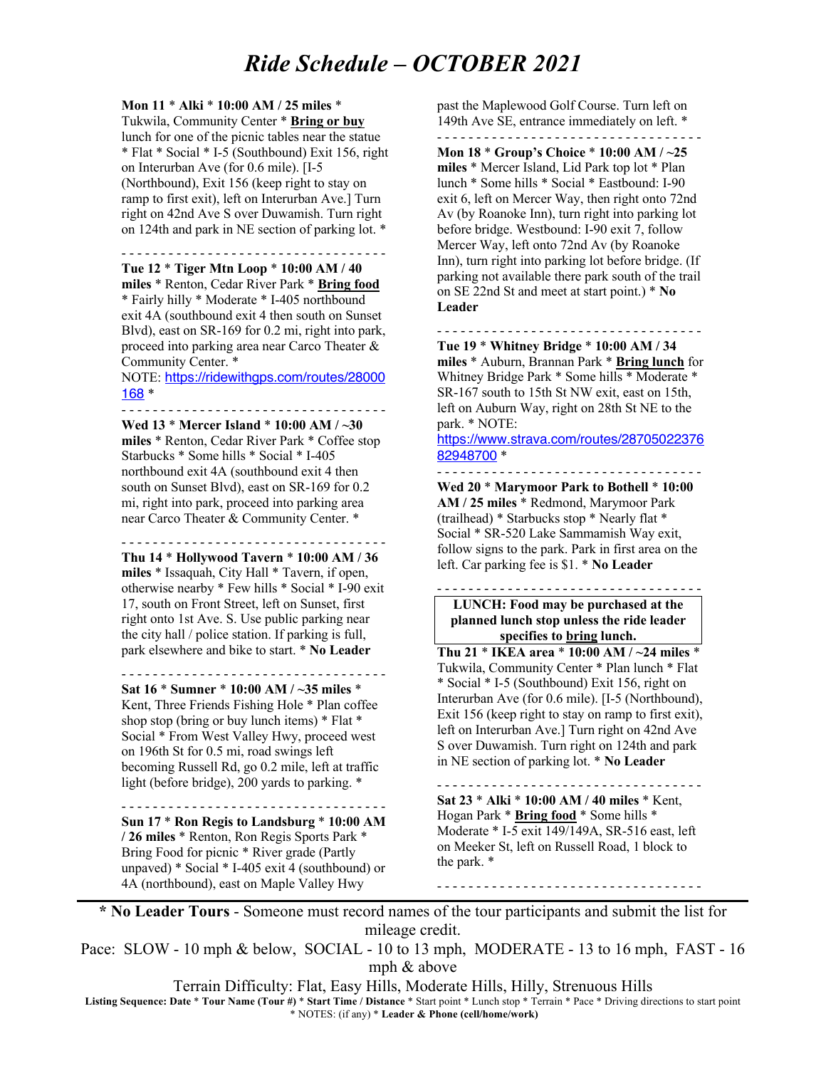# *Ride Schedule – OCTOBER 2021*

**Mon 11** * **Alki** * **10:00 AM / 25 miles** * Tukwila, Community Center * **Bring or buy** lunch for one of the picnic tables near the statue * Flat * Social * I-5 (Southbound) Exit 156, right on Interurban Ave (for 0.6 mile). [I-5 (Northbound), Exit 156 (keep right to stay on ramp to first exit), left on Interurban Ave.] Turn right on 42nd Ave S over Duwamish. Turn right on 124th and park in NE section of parking lot. *

- - - - - - - - - - - - - - - - - - - - - - - - - - - - - - - - - -

**Tue 12** * **Tiger Mtn Loop** * **10:00 AM / 40 miles** * Renton, Cedar River Park * **Bring food** * Fairly hilly * Moderate * I-405 northbound exit 4A (southbound exit 4 then south on Sunset Blvd), east on SR-169 for 0.2 mi, right into park, proceed into parking area near Carco Theater & Community Center. *
NOTE: https://ridewithgps.com/routes/28000168 *

- - - - - - - - - - - - - - - - - - - - - - - - - - - - - - - - - -

**Wed 13** * **Mercer Island** * **10:00 AM / ~30 miles** * Renton, Cedar River Park * Coffee stop Starbucks * Some hills * Social * I-405 northbound exit 4A (southbound exit 4 then south on Sunset Blvd), east on SR-169 for 0.2 mi, right into park, proceed into parking area near Carco Theater & Community Center. *

- - - - - - - - - - - - - - - - - - - - - - - - - - - - - - - - - -

**Thu 14** * **Hollywood Tavern** * **10:00 AM / 36 miles** * Issaquah, City Hall * Tavern, if open, otherwise nearby * Few hills * Social * I-90 exit 17, south on Front Street, left on Sunset, first right onto 1st Ave. S. Use public parking near the city hall / police station. If parking is full, park elsewhere and bike to start. * **No Leader**

- - - - - - - - - - - - - - - - - - - - - - - - - - - - - - - - - -

**Sat 16** * **Sumner** * **10:00 AM / ~35 miles** * Kent, Three Friends Fishing Hole * Plan coffee shop stop (bring or buy lunch items) * Flat * Social * From West Valley Hwy, proceed west on 196th St for 0.5 mi, road swings left becoming Russell Rd, go 0.2 mile, left at traffic light (before bridge), 200 yards to parking. *

- - - - - - - - - - - - - - - - - - - - - - - - - - - - - - - - - -

**Sun 17** * **Ron Regis to Landsburg** * **10:00 AM / 26 miles** * Renton, Ron Regis Sports Park * Bring Food for picnic * River grade (Partly unpaved) * Social * I-405 exit 4 (southbound) or 4A (northbound), east on Maple Valley Hwy past the Maplewood Golf Course. Turn left on 149th Ave SE, entrance immediately on left. *

- - - - - - - - - - - - - - - - - - - - - - - - - - - - - - - - - -

**Mon 18** * **Group's Choice** * **10:00 AM / ~25 miles** * Mercer Island, Lid Park top lot * Plan lunch * Some hills * Social * Eastbound: I-90 exit 6, left on Mercer Way, then right onto 72nd Av (by Roanoke Inn), turn right into parking lot before bridge. Westbound: I-90 exit 7, follow Mercer Way, left onto 72nd Av (by Roanoke Inn), turn right into parking lot before bridge. (If parking not available there park south of the trail on SE 22nd St and meet at start point.) * **No Leader**

- - - - - - - - - - - - - - - - - - - - - - - - - - - - - - - - - -

**Tue 19** * **Whitney Bridge** * **10:00 AM / 34 miles** * Auburn, Brannan Park * **Bring lunch** for Whitney Bridge Park * Some hills * Moderate * SR-167 south to 15th St NW exit, east on 15th, left on Auburn Way, right on 28th St NE to the park. * NOTE: https://www.strava.com/routes/2870502237682948700 *

- - - - - - - - - - - - - - - - - - - - - - - - - - - - - - - - - -

**Wed 20** * **Marymoor Park to Bothell** * **10:00 AM / 25 miles** * Redmond, Marymoor Park (trailhead) * Starbucks stop * Nearly flat * Social * SR-520 Lake Sammamish Way exit, follow signs to the park. Park in first area on the left. Car parking fee is $1. * **No Leader**

- - - - - - - - - - - - - - - - - - - - - - - - - - - - - - - - - -

**LUNCH: Food may be purchased at the planned lunch stop unless the ride leader specifies to bring lunch.**

**Thu 21** * **IKEA area** * **10:00 AM / ~24 miles** * Tukwila, Community Center * Plan lunch * Flat * Social * I-5 (Southbound) Exit 156, right on Interurban Ave (for 0.6 mile). [I-5 (Northbound), Exit 156 (keep right to stay on ramp to first exit), left on Interurban Ave.] Turn right on 42nd Ave S over Duwamish. Turn right on 124th and park in NE section of parking lot. * **No Leader**

- - - - - - - - - - - - - - - - - - - - - - - - - - - - - - - - - -

**Sat 23** * **Alki** * **10:00 AM / 40 miles** * Kent, Hogan Park * **Bring food** * Some hills * Moderate * I-5 exit 149/149A, SR-516 east, left on Meeker St, left on Russell Road, 1 block to the park. *

- - - - - - - - - - - - - - - - - - - - - - - - - - - - - - - - - -

**\* No Leader Tours** - Someone must record names of the tour participants and submit the list for mileage credit.

Pace: SLOW - 10 mph & below, SOCIAL - 10 to 13 mph, MODERATE - 13 to 16 mph, FAST - 16 mph & above

Terrain Difficulty: Flat, Easy Hills, Moderate Hills, Hilly, Strenuous Hills

**Listing Sequence: Date** * **Tour Name (Tour #)** * **Start Time / Distance** * Start point * Lunch stop * Terrain * Pace * Driving directions to start point * NOTES: (if any) * **Leader & Phone (cell/home/work)**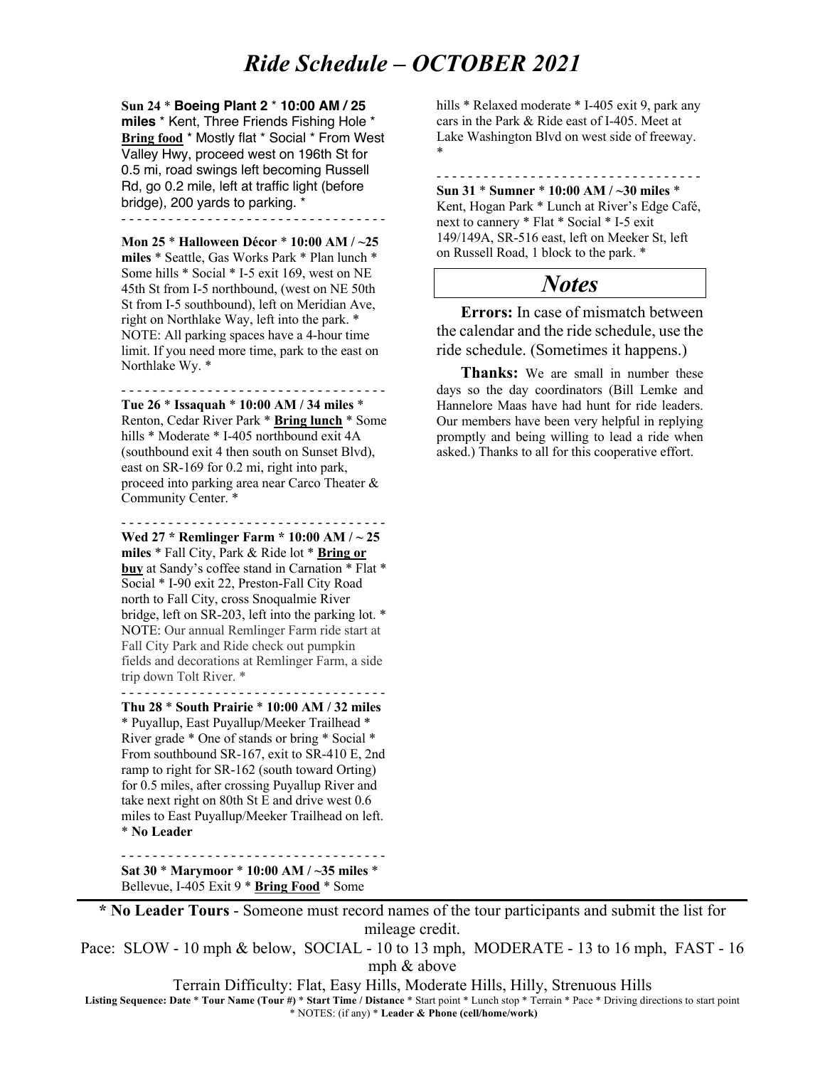# *Ride Schedule – OCTOBER 2021*

**Sun 24** * **Boeing Plant 2** * **10:00 AM / 25 miles** * Kent, Three Friends Fishing Hole * **Bring food** * Mostly flat * Social * From West Valley Hwy, proceed west on 196th St for 0.5 mi, road swings left becoming Russell Rd, go 0.2 mile, left at traffic light (before bridge), 200 yards to parking. *

- - - - - - - - - - - - - - - - - - - - - - - - - - - - - - - - -

**Mon 25** * **Halloween Décor** * **10:00 AM / ~25 miles** * Seattle, Gas Works Park * Plan lunch * Some hills * Social * I-5 exit 169, west on NE 45th St from I-5 northbound, (west on NE 50th St from I-5 southbound), left on Meridian Ave, right on Northlake Way, left into the park. * NOTE: All parking spaces have a 4-hour time limit. If you need more time, park to the east on Northlake Wy. *

- - - - - - - - - - - - - - - - - - - - - - - - - - - - - - - - -

**Tue 26** * **Issaquah** * **10:00 AM / 34 miles** * Renton, Cedar River Park * **Bring lunch** * Some hills * Moderate * I-405 northbound exit 4A (southbound exit 4 then south on Sunset Blvd), east on SR-169 for 0.2 mi, right into park, proceed into parking area near Carco Theater & Community Center. *

- - - - - - - - - - - - - - - - - - - - - - - - - - - - - - - - -

**Wed 27 * Remlinger Farm * 10:00 AM / ~ 25 miles** * Fall City, Park & Ride lot * **Bring or buy** at Sandy's coffee stand in Carnation * Flat * Social * I-90 exit 22, Preston-Fall City Road north to Fall City, cross Snoqualmie River bridge, left on SR-203, left into the parking lot. * NOTE: Our annual Remlinger Farm ride start at Fall City Park and Ride check out pumpkin fields and decorations at Remlinger Farm, a side trip down Tolt River. *

- - - - - - - - - - - - - - - - - - - - - - - - - - - - - - - - -

**Thu 28** * **South Prairie** * **10:00 AM / 32 miles** * Puyallup, East Puyallup/Meeker Trailhead * River grade * One of stands or bring * Social * From southbound SR-167, exit to SR-410 E, 2nd ramp to right for SR-162 (south toward Orting) for 0.5 miles, after crossing Puyallup River and take next right on 80th St E and drive west 0.6 miles to East Puyallup/Meeker Trailhead on left. * **No Leader**

- - - - - - - - - - - - - - - - - - - - - - - - - - - - - - - - -

**Sat 30** * **Marymoor** * **10:00 AM / ~35 miles** * Bellevue, I-405 Exit 9 * **Bring Food** * Some hills * Relaxed moderate * I-405 exit 9, park any cars in the Park & Ride east of I-405. Meet at Lake Washington Blvd on west side of freeway. *

- - - - - - - - - - - - - - - - - - - - - - - - - - - - - - - - -

**Sun 31** * **Sumner** * **10:00 AM / ~30 miles** * Kent, Hogan Park * Lunch at River's Edge Café, next to cannery * Flat * Social * I-5 exit 149/149A, SR-516 east, left on Meeker St, left on Russell Road, 1 block to the park. *

## *Notes*

**Errors:** In case of mismatch between the calendar and the ride schedule, use the ride schedule. (Sometimes it happens.)

**Thanks:** We are small in number these days so the day coordinators (Bill Lemke and Hannelore Maas have had hunt for ride leaders. Our members have been very helpful in replying promptly and being willing to lead a ride when asked.) Thanks to all for this cooperative effort.

---

*** No Leader Tours** - Someone must record names of the tour participants and submit the list for mileage credit.

Pace: SLOW - 10 mph & below, SOCIAL - 10 to 13 mph, MODERATE - 13 to 16 mph, FAST - 16 mph & above

Terrain Difficulty: Flat, Easy Hills, Moderate Hills, Hilly, Strenuous Hills

**Listing Sequence: Date** * **Tour Name (Tour #)** * **Start Time / Distance** * Start point * Lunch stop * Terrain * Pace * Driving directions to start point * NOTES: (if any) * **Leader & Phone (cell/home/work)**